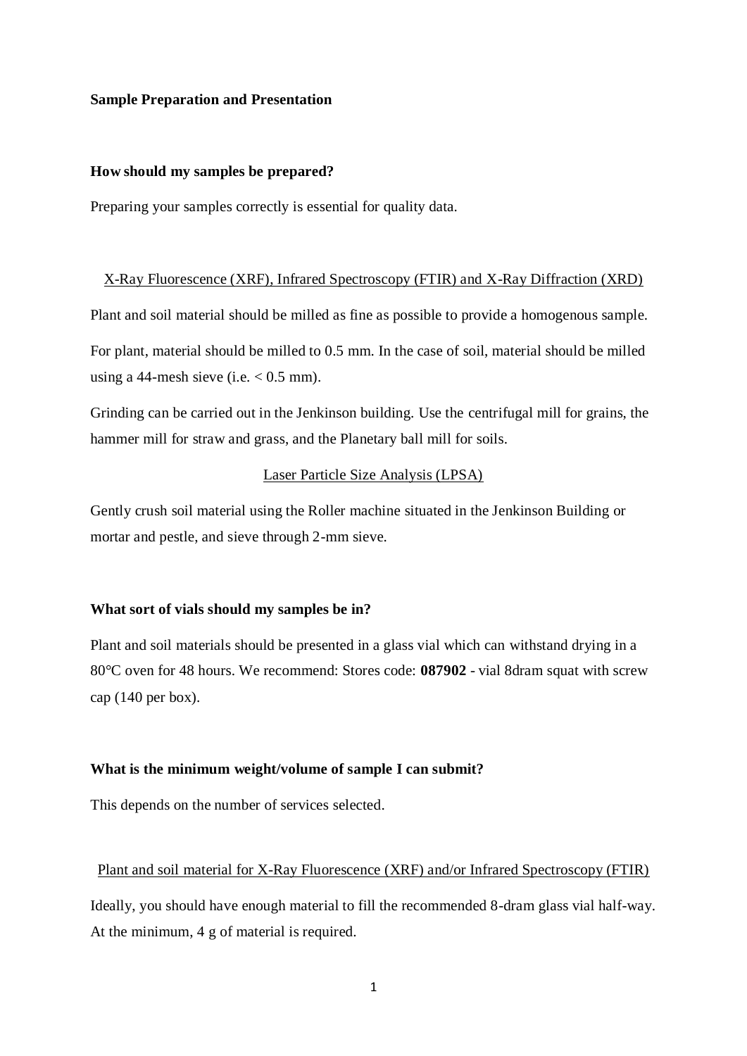# Sample Preparation and Presentation

## How should my samples be prepared?

Preparing your samples correctly is essential for quality data.

### X-Ray Fluorescence (XRF), Infrared Spectroscopy (FTIR) and X-Ray Diffraction (XRD)

Plant and soil material should be milled as fine as possible to provide a homogenous sample.

For plant, material should be milled to 0.5 mm. In the case of soil, material should be milled using a 44-mesh sieve (i.e. < 0.5 mm).

Grinding can be carried out in the Jenkinson building. Use the centrifugal mill for grains, the hammer mill for straw and grass, and the Planetary ball mill for soils.

### Laser Particle Size Analysis (LPSA)

Gently crush soil material using the Roller machine situated in the Jenkinson Building or mortar and pestle, and sieve through 2-mm sieve.

## What sort of vials should my samples be in?

Plant and soil materials should be presented in a glass vial which can withstand drying in a 80°C oven for 48 hours. We recommend: Stores code: **087902** - vial 8dram squat with screw cap (140 per box).

## What is the minimum weight/volume of sample I can submit?

This depends on the number of services selected.

### Plant and soil material for X-Ray Fluorescence (XRF) and/or Infrared Spectroscopy (FTIR)

Ideally, you should have enough material to fill the recommended 8-dram glass vial half-way. At the minimum, 4 g of material is required.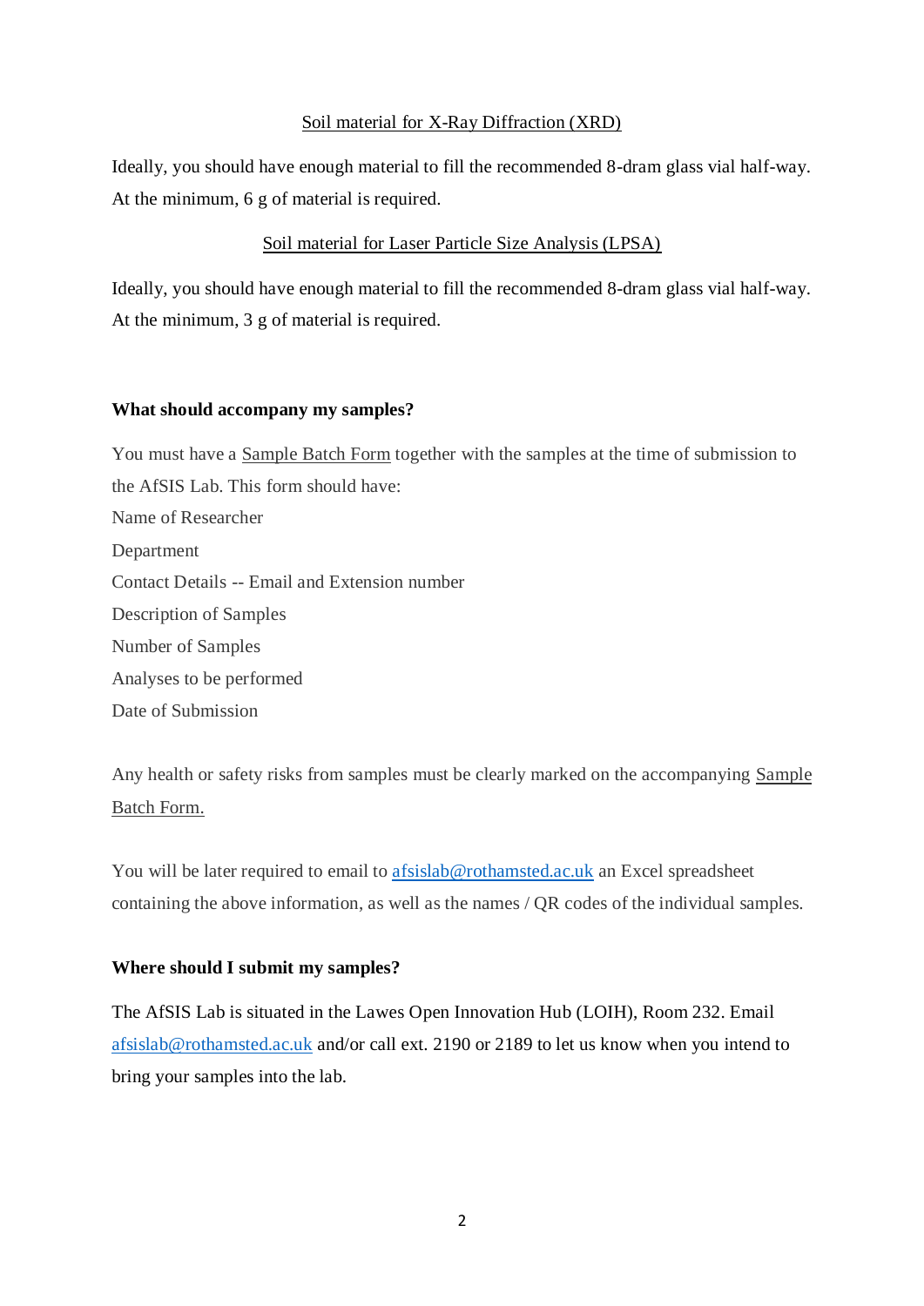<u>Soil material for X-Ray Diffraction (XRD)</u>

Ideally, you should have enough material to fill the recommended 8-dram glass vial half-way. At the minimum, 6 g of material is required.

<u>Soil material for Laser Particle Size Analysis (LPSA)</u>

Ideally, you should have enough material to fill the recommended 8-dram glass vial half-way. At the minimum, 3 g of material is required.

**What should accompany my samples?**

You must have a <u>Sample Batch Form</u> together with the samples at the time of submission to the AfSIS Lab. This form should have:

Name of Researcher

Department

Contact Details -- Email and Extension number

Description of Samples

Number of Samples

Analyses to be performed

Date of Submission

Any health or safety risks from samples must be clearly marked on the accompanying <u>Sample Batch Form.</u>

You will be later required to email to afsislab@rothamsted.ac.uk an Excel spreadsheet containing the above information, as well as the names / QR codes of the individual samples.

**Where should I submit my samples?**

The AfSIS Lab is situated in the Lawes Open Innovation Hub (LOIH), Room 232. Email afsislab@rothamsted.ac.uk and/or call ext. 2190 or 2189 to let us know when you intend to bring your samples into the lab.